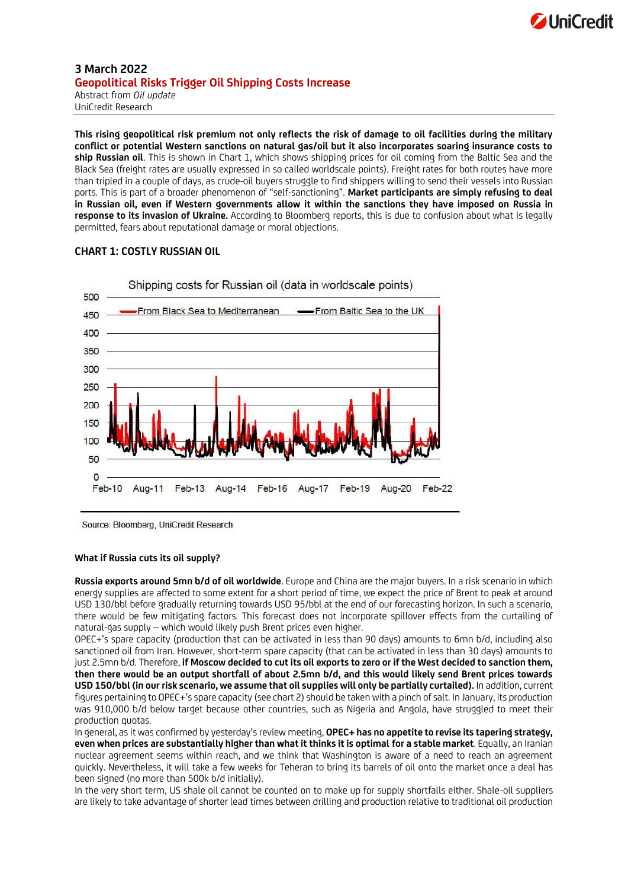**3 March 2022**

## Geopolitical Risks Trigger Oil Shipping Costs Increase

Abstract from *Oil update*
UniCredit Research

**This rising geopolitical risk premium not only reflects the risk of damage to oil facilities during the military conflict or potential Western sanctions on natural gas/oil but it also incorporates soaring insurance costs to ship Russian oil**. This is shown in Chart 1, which shows shipping prices for oil coming from the Baltic Sea and the Black Sea (freight rates are usually expressed in so called worldscale points). Freight rates for both routes have more than tripled in a couple of days, as crude-oil buyers struggle to find shippers willing to send their vessels into Russian ports. This is part of a broader phenomenon of "self-sanctioning". **Market participants are simply refusing to deal in Russian oil, even if Western governments allow it within the sanctions they have imposed on Russia in response to its invasion of Ukraine.** According to Bloomberg reports, this is due to confusion about what is legally permitted, fears about reputational damage or moral objections.

### CHART 1: COSTLY RUSSIAN OIL

Shipping costs for Russian oil (data in worldscale points)

Legend: From Black Sea to Mediterranean; From Baltic Sea to the UK

Source: Bloomberg, UniCredit Research

### What if Russia cuts its oil supply?

**Russia exports around 5mn b/d of oil worldwide**. Europe and China are the major buyers. In a risk scenario in which energy supplies are affected to some extent for a short period of time, we expect the price of Brent to peak at around USD 130/bbl before gradually returning towards USD 95/bbl at the end of our forecasting horizon. In such a scenario, there would be few mitigating factors. This forecast does not incorporate spillover effects from the curtailing of natural-gas supply – which would likely push Brent prices even higher.

OPEC+'s spare capacity (production that can be activated in less than 90 days) amounts to 6mn b/d, including also sanctioned oil from Iran. However, short-term spare capacity (that can be activated in less than 30 days) amounts to just 2.5mn b/d. Therefore, **if Moscow decided to cut its oil exports to zero or if the West decided to sanction them, then there would be an output shortfall of about 2.5mn b/d, and this would likely send Brent prices towards USD 150/bbl (in our risk scenario, we assume that oil supplies will only be partially curtailed).** In addition, current figures pertaining to OPEC+'s spare capacity (see chart 2) should be taken with a pinch of salt. In January, its production was 910,000 b/d below target because other countries, such as Nigeria and Angola, have struggled to meet their production quotas.

In general, as it was confirmed by yesterday's review meeting, **OPEC+ has no appetite to revise its tapering strategy, even when prices are substantially higher than what it thinks it is optimal for a stable market**. Equally, an Iranian nuclear agreement seems within reach, and we think that Washington is aware of a need to reach an agreement quickly. Nevertheless, it will take a few weeks for Teheran to bring its barrels of oil onto the market once a deal has been signed (no more than 500k b/d initially).

In the very short term, US shale oil cannot be counted on to make up for supply shortfalls either. Shale-oil suppliers are likely to take advantage of shorter lead times between drilling and production relative to traditional oil production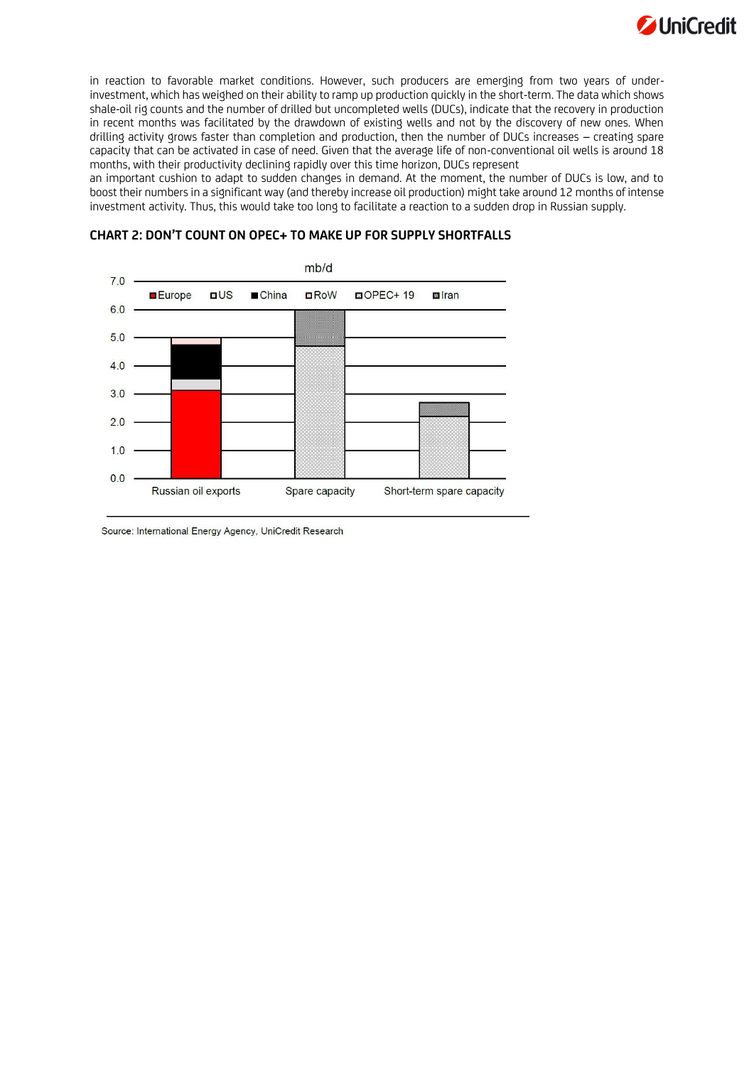in reaction to favorable market conditions. However, such producers are emerging from two years of under-investment, which has weighed on their ability to ramp up production quickly in the short-term. The data which shows shale-oil rig counts and the number of drilled but uncompleted wells (DUCs), indicate that the recovery in production in recent months was facilitated by the drawdown of existing wells and not by the discovery of new ones. When drilling activity grows faster than completion and production, then the number of DUCs increases – creating spare capacity that can be activated in case of need. Given that the average life of non-conventional oil wells is around 18 months, with their productivity declining rapidly over this time horizon, DUCs represent
an important cushion to adapt to sudden changes in demand. At the moment, the number of DUCs is low, and to boost their numbers in a significant way (and thereby increase oil production) might take around 12 months of intense investment activity. Thus, this would take too long to facilitate a reaction to a sudden drop in Russian supply.

**CHART 2: DON'T COUNT ON OPEC+ TO MAKE UP FOR SUPPLY SHORTFALLS**

mb/d

Europe
US
China
RoW
OPEC+ 19
Iran

7.0
6.0
5.0
4.0
3.0
2.0
1.0
0.0

Russian oil exports
Spare capacity
Short-term spare capacity

Source: International Energy Agency, UniCredit Research